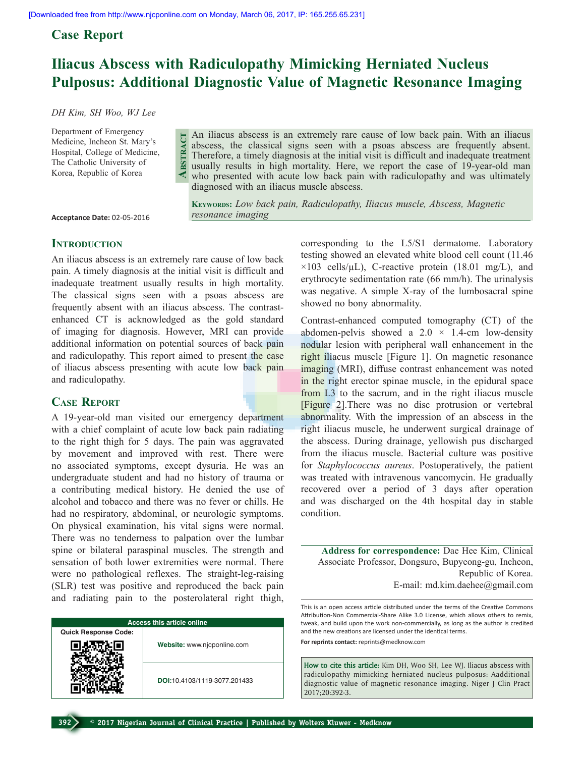## Case Report

# Iliacus Abscess with Radiculopathy Mimicking Herniated Nucleus Pulposus: Additional Diagnostic Value of Magnetic Resonance Imaging

*DH Kim, SH Woo, WJ Lee*

Department of Emergency Medicine, Incheon St. Mary's Hospital, College of Medicine, The Catholic University of Korea, Republic of Korea

**Acceptance Date:** 02-05-2016

**Abstract**

An iliacus abscess is an extremely rare cause of low back pain. With an iliacus abscess, the classical signs seen with a psoas abscess are frequently absent. Therefore, a timely diagnosis at the initial visit is difficult and inadequate treatment usually results in high mortality. Here, we report the case of 19-year-old man who presented with acute low back pain with radiculopathy and was ultimately diagnosed with an iliacus muscle abscess.

**Keywords:** *Low back pain, Radiculopathy, Iliacus muscle, Abscess, Magnetic resonance imaging*

## Introduction

An iliacus abscess is an extremely rare cause of low back pain. A timely diagnosis at the initial visit is difficult and inadequate treatment usually results in high mortality. The classical signs seen with a psoas abscess are frequently absent with an iliacus abscess. The contrast-enhanced CT is acknowledged as the gold standard of imaging for diagnosis. However, MRI can provide additional information on potential sources of back pain and radiculopathy. This report aimed to present the case of iliacus abscess presenting with acute low back pain and radiculopathy.

## Case Report

A 19-year-old man visited our emergency department with a chief complaint of acute low back pain radiating to the right thigh for 5 days. The pain was aggravated by movement and improved with rest. There were no associated symptoms, except dysuria. He was an undergraduate student and had no history of trauma or a contributing medical history. He denied the use of alcohol and tobacco and there was no fever or chills. He had no respiratory, abdominal, or neurologic symptoms. On physical examination, his vital signs were normal. There was no tenderness to palpation over the lumbar spine or bilateral paraspinal muscles. The strength and sensation of both lower extremities were normal. There were no pathological reflexes. The straight-leg-raising (SLR) test was positive and reproduced the back pain and radiating pain to the posterolateral right thigh, corresponding to the L5/S1 dermatome. Laboratory testing showed an elevated white blood cell count (11.46 $\times 10^3$ cells/μL), C-reactive protein (18.01 mg/L), and erythrocyte sedimentation rate (66 mm/h). The urinalysis was negative. A simple X-ray of the lumbosacral spine showed no bony abnormality.

Contrast-enhanced computed tomography (CT) of the abdomen-pelvis showed a 2.0 × 1.4-cm low-density nodular lesion with peripheral wall enhancement in the right iliacus muscle [Figure 1]. On magnetic resonance imaging (MRI), diffuse contrast enhancement was noted in the right erector spinae muscle, in the epidural space from L3 to the sacrum, and in the right iliacus muscle [Figure 2].There was no disc protrusion or vertebral abnormality. With the impression of an abscess in the right iliacus muscle, he underwent surgical drainage of the abscess. During drainage, yellowish pus discharged from the iliacus muscle. Bacterial culture was positive for *Staphylococcus aureus*. Postoperatively, the patient was treated with intravenous vancomycin. He gradually recovered over a period of 3 days after operation and was discharged on the 4th hospital day in stable condition.

**Address for correspondence:** Dae Hee Kim, Clinical Associate Professor, Dongsuro, Bupyeong-gu, Incheon, Republic of Korea.
E-mail: md.kim.daehee@gmail.com

This is an open access article distributed under the terms of the Creative Commons Attribution-Non Commercial-Share Alike 3.0 License, which allows others to remix, tweak, and build upon the work non-commercially, as long as the author is credited and the new creations are licensed under the identical terms.

**For reprints contact:** reprints@medknow.com

**How to cite this article:** Kim DH, Woo SH, Lee WJ. Iliacus abscess with radiculopathy mimicking herniated nucleus pulposus: Aadditional diagnostic value of magnetic resonance imaging. Niger J Clin Pract 2017;20:392-3.

| Access this article online | |
|---|---|
| Quick Response Code: | **Website:** www.njcponline.com |
| | **DOI:**10.4103/1119-3077.201433 |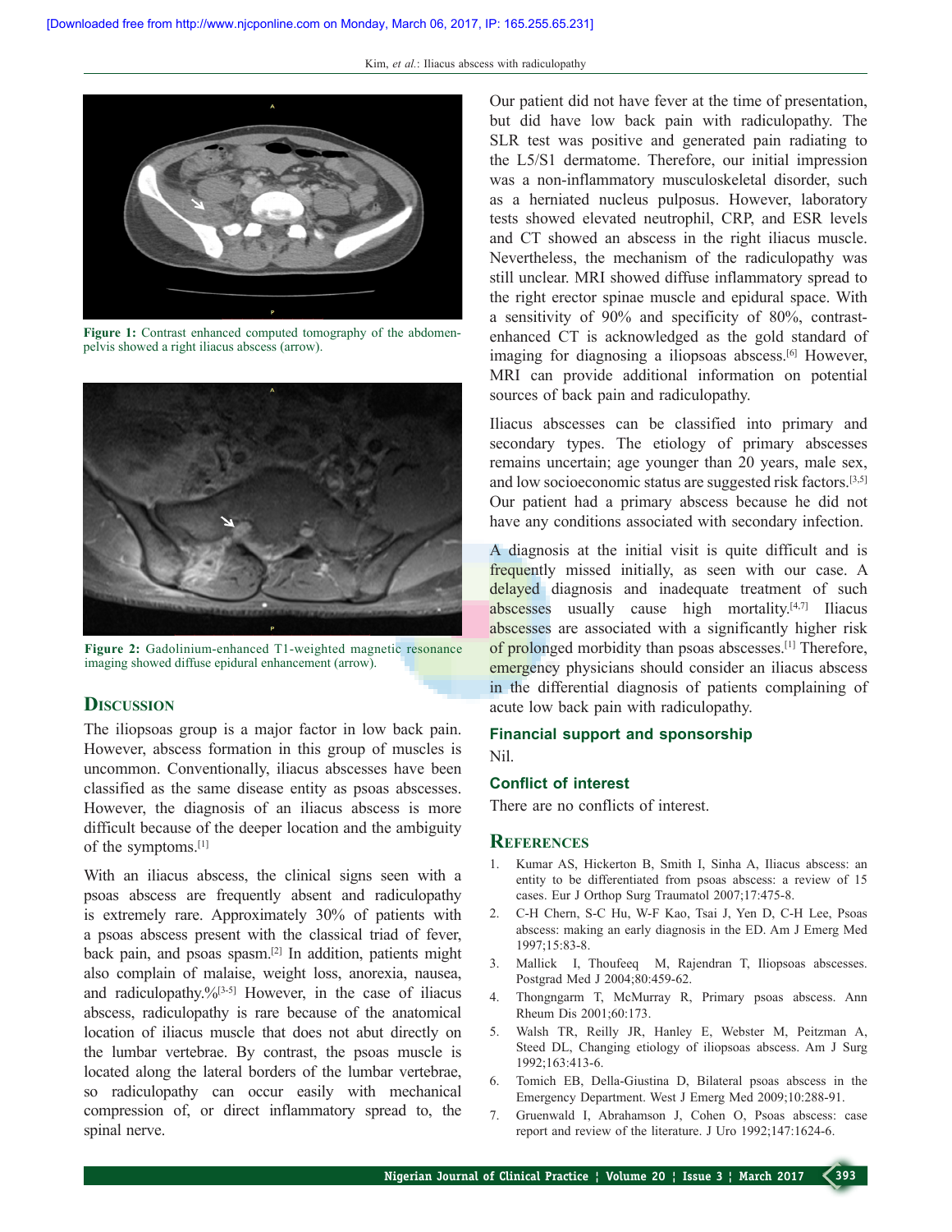Figure 1: Contrast enhanced computed tomography of the abdomen-pelvis showed a right iliacus abscess (arrow).

Figure 2: Gadolinium-enhanced T1-weighted magnetic resonance imaging showed diffuse epidural enhancement (arrow).

## Discussion

The iliopsoas group is a major factor in low back pain. However, abscess formation in this group of muscles is uncommon. Conventionally, iliacus abscesses have been classified as the same disease entity as psoas abscesses. However, the diagnosis of an iliacus abscess is more difficult because of the deeper location and the ambiguity of the symptoms.[1]

With an iliacus abscess, the clinical signs seen with a psoas abscess are frequently absent and radiculopathy is extremely rare. Approximately 30% of patients with a psoas abscess present with the classical triad of fever, back pain, and psoas spasm.[2] In addition, patients might also complain of malaise, weight loss, anorexia, nausea, and radiculopathy.%[3-5] However, in the case of iliacus abscess, radiculopathy is rare because of the anatomical location of iliacus muscle that does not abut directly on the lumbar vertebrae. By contrast, the psoas muscle is located along the lateral borders of the lumbar vertebrae, so radiculopathy can occur easily with mechanical compression of, or direct inflammatory spread to, the spinal nerve.

Our patient did not have fever at the time of presentation, but did have low back pain with radiculopathy. The SLR test was positive and generated pain radiating to the L5/S1 dermatome. Therefore, our initial impression was a non-inflammatory musculoskeletal disorder, such as a herniated nucleus pulposus. However, laboratory tests showed elevated neutrophil, CRP, and ESR levels and CT showed an abscess in the right iliacus muscle. Nevertheless, the mechanism of the radiculopathy was still unclear. MRI showed diffuse inflammatory spread to the right erector spinae muscle and epidural space. With a sensitivity of 90% and specificity of 80%, contrast-enhanced CT is acknowledged as the gold standard of imaging for diagnosing a iliopsoas abscess.[6] However, MRI can provide additional information on potential sources of back pain and radiculopathy.

Iliacus abscesses can be classified into primary and secondary types. The etiology of primary abscesses remains uncertain; age younger than 20 years, male sex, and low socioeconomic status are suggested risk factors.[3,5] Our patient had a primary abscess because he did not have any conditions associated with secondary infection.

A diagnosis at the initial visit is quite difficult and is frequently missed initially, as seen with our case. A delayed diagnosis and inadequate treatment of such abscesses usually cause high mortality.[4,7] Iliacus abscesses are associated with a significantly higher risk of prolonged morbidity than psoas abscesses.[1] Therefore, emergency physicians should consider an iliacus abscess in the differential diagnosis of patients complaining of acute low back pain with radiculopathy.

### Financial support and sponsorship

Nil.

### Conflict of interest

There are no conflicts of interest.

## References

1. Kumar AS, Hickerton B, Smith I, Sinha A, Iliacus abscess: an entity to be differentiated from psoas abscess: a review of 15 cases. Eur J Orthop Surg Traumatol 2007;17:475-8.
2. C-H Chern, S-C Hu, W-F Kao, Tsai J, Yen D, C-H Lee, Psoas abscess: making an early diagnosis in the ED. Am J Emerg Med 1997;15:83-8.
3. Mallick I, Thoufeeq M, Rajendran T, Iliopsoas abscesses. Postgrad Med J 2004;80:459-62.
4. Thongngarm T, McMurray R, Primary psoas abscess. Ann Rheum Dis 2001;60:173.
5. Walsh TR, Reilly JR, Hanley E, Webster M, Peitzman A, Steed DL, Changing etiology of iliopsoas abscess. Am J Surg 1992;163:413-6.
6. Tomich EB, Della-Giustina D, Bilateral psoas abscess in the Emergency Department. West J Emerg Med 2009;10:288-91.
7. Gruenwald I, Abrahamson J, Cohen O, Psoas abscess: case report and review of the literature. J Uro 1992;147:1624-6.